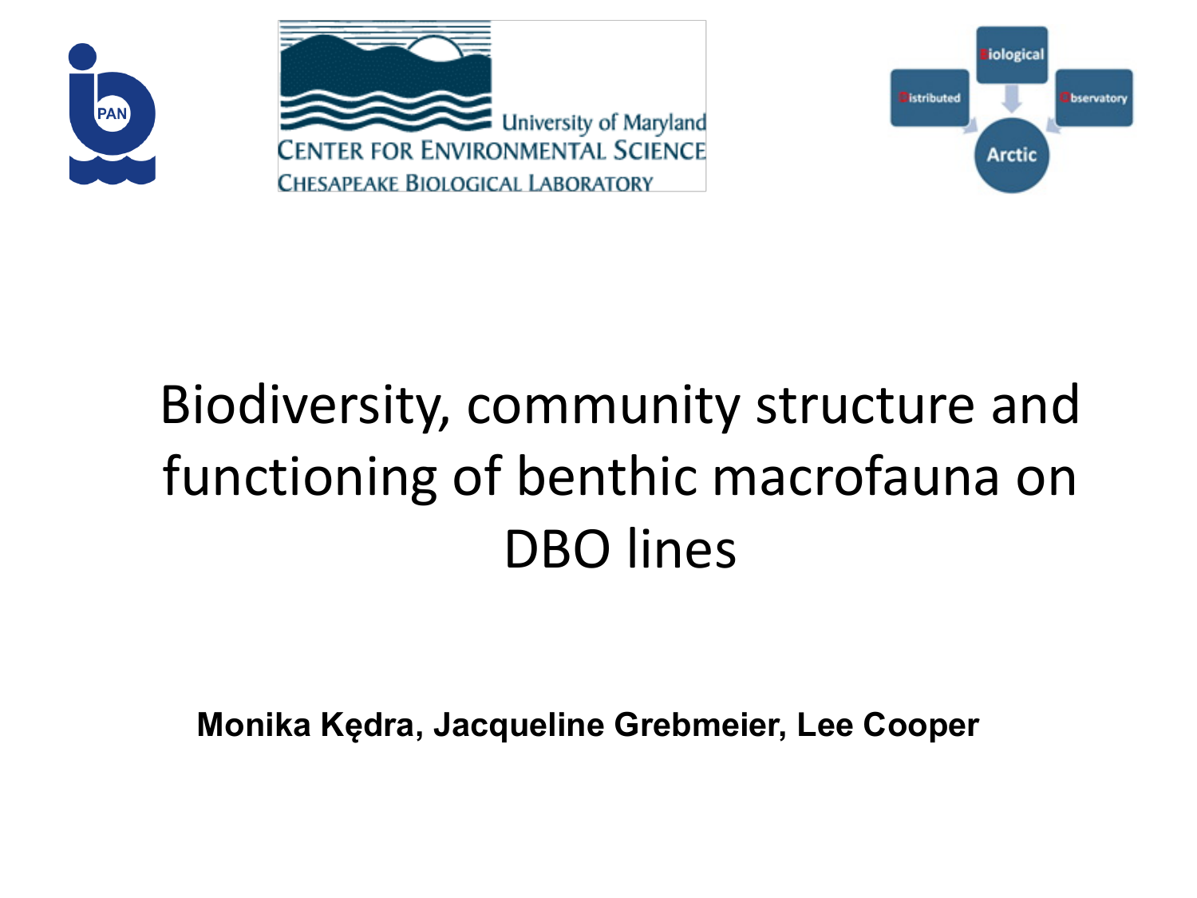# Biodiversity, community structure and functioning of benthic macrofauna on DBO lines

**Monika Kędra, Jacqueline Grebmeier, Lee Cooper**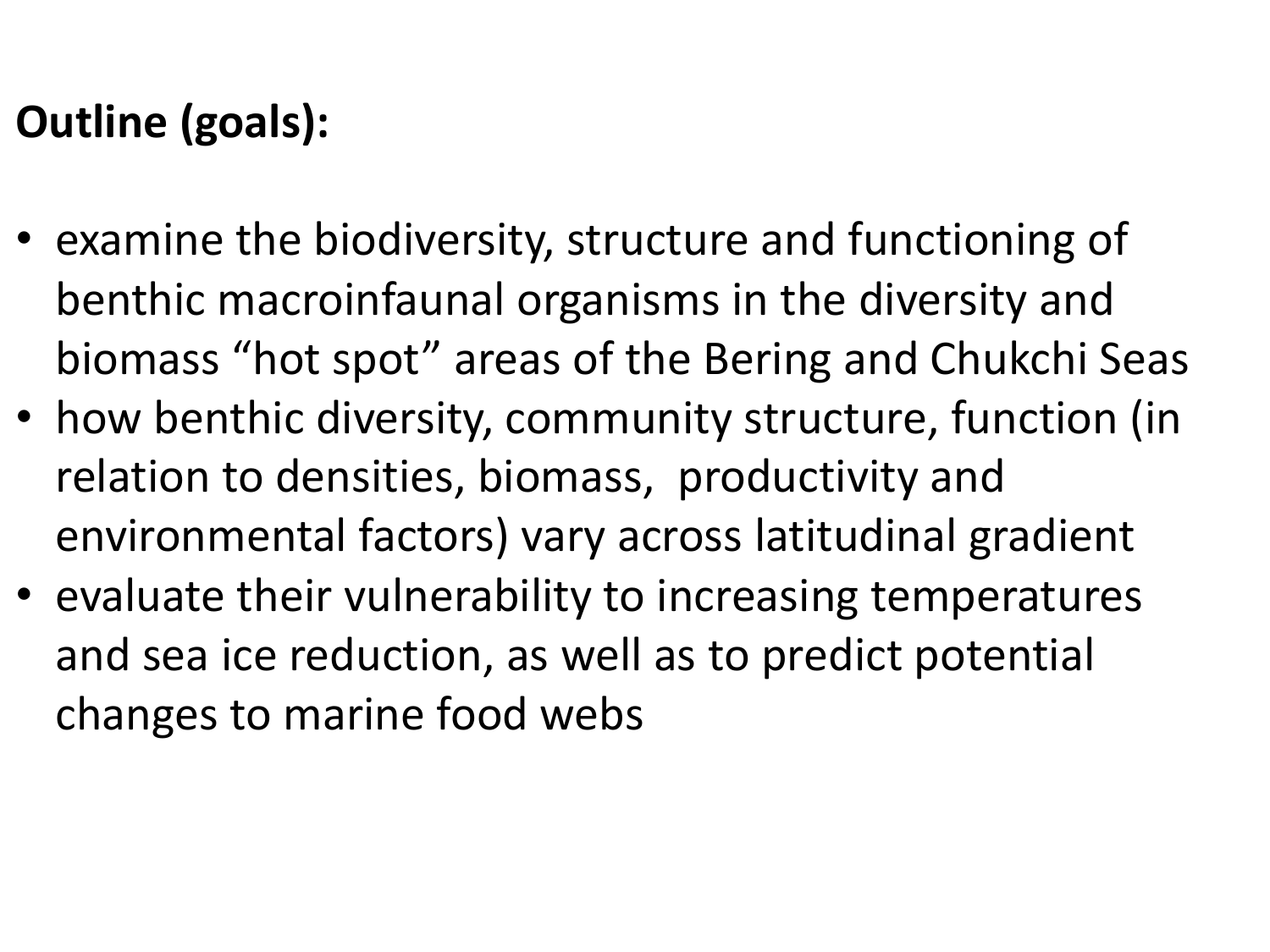**Outline (goals):**

- examine the biodiversity, structure and functioning of benthic macroinfaunal organisms in the diversity and biomass “hot spot” areas of the Bering and Chukchi Seas
- how benthic diversity, community structure, function (in relation to densities, biomass, productivity and environmental factors) vary across latitudinal gradient
- evaluate their vulnerability to increasing temperatures and sea ice reduction, as well as to predict potential changes to marine food webs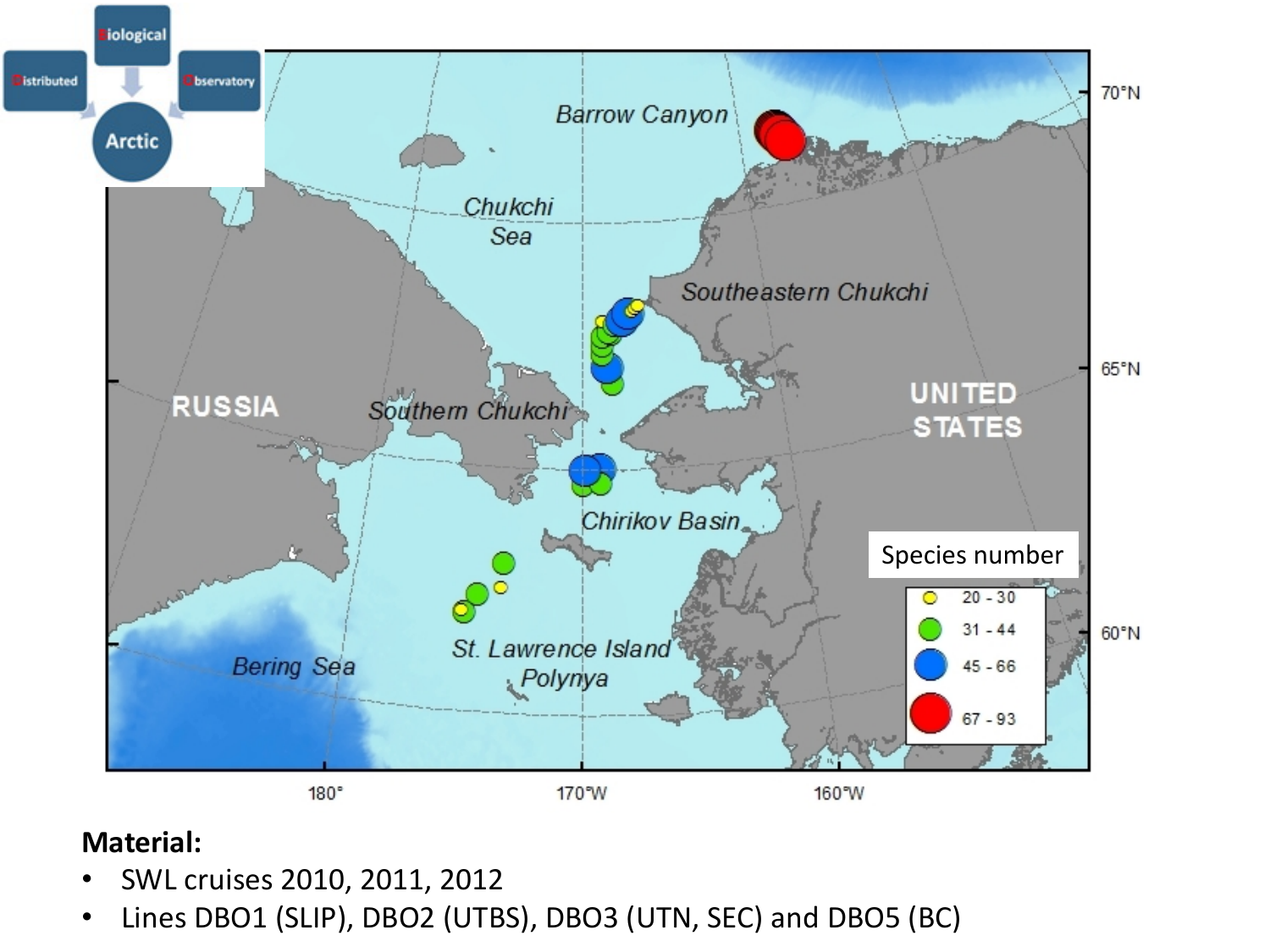**Material:**

- SWL cruises 2010, 2011, 2012
- Lines DBO1 (SLIP), DBO2 (UTBS), DBO3 (UTN, SEC) and DBO5 (BC)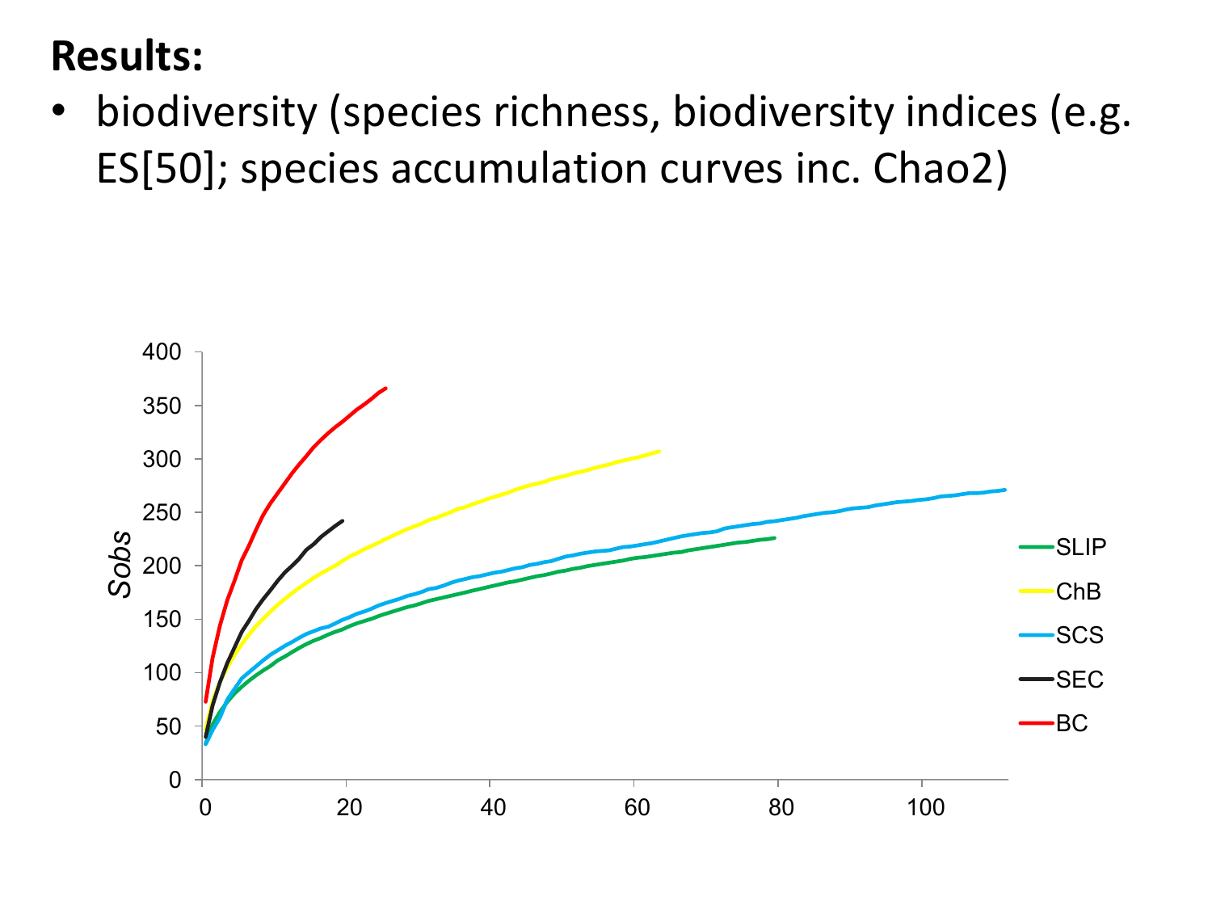# Results:

- biodiversity (species richness, biodiversity indices (e.g. ES[50]; species accumulation curves inc. Chao2)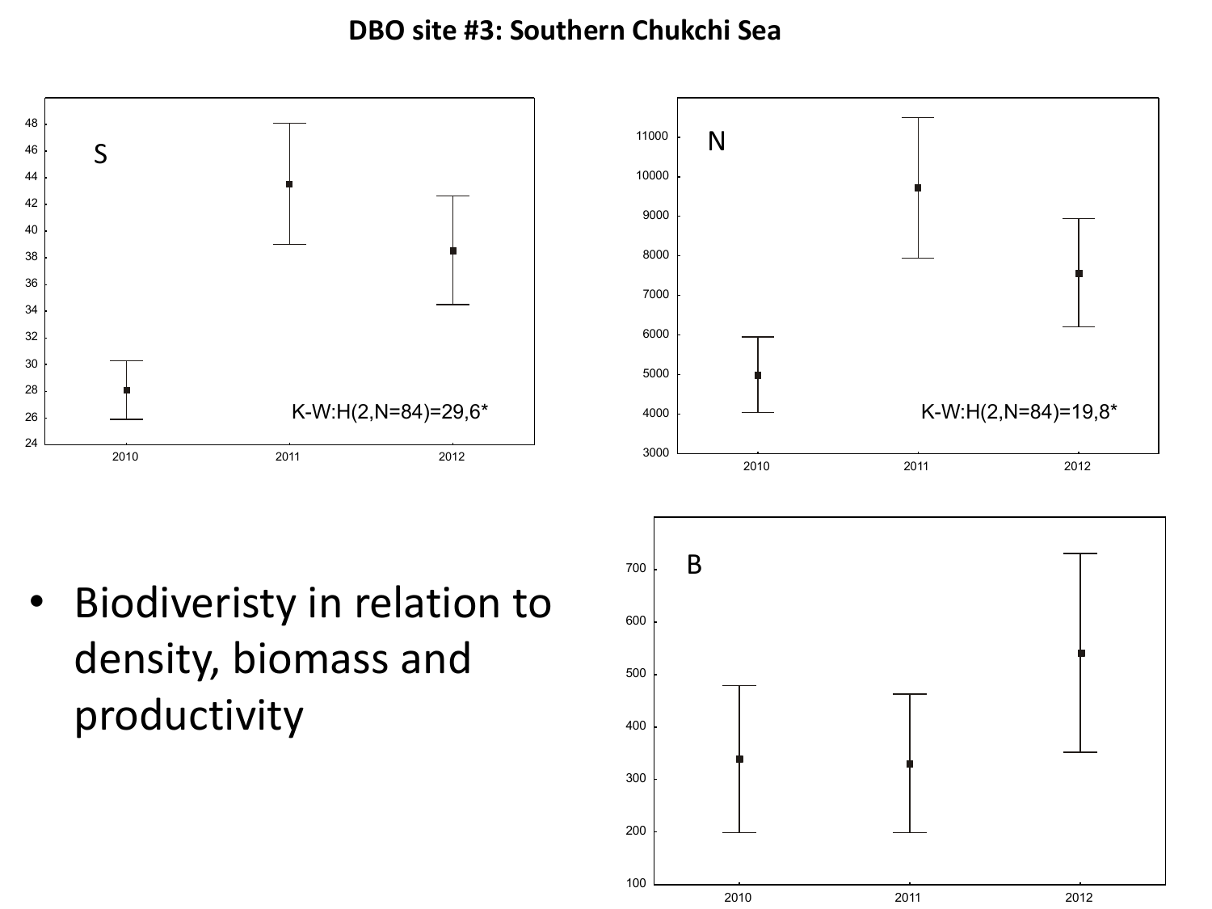# DBO site #3: Southern Chukchi Sea

S

K-W:H(2,N=84)=29,6*

N

K-W:H(2,N=84)=19,8*

B

- Biodiveristy in relation to density, biomass and productivity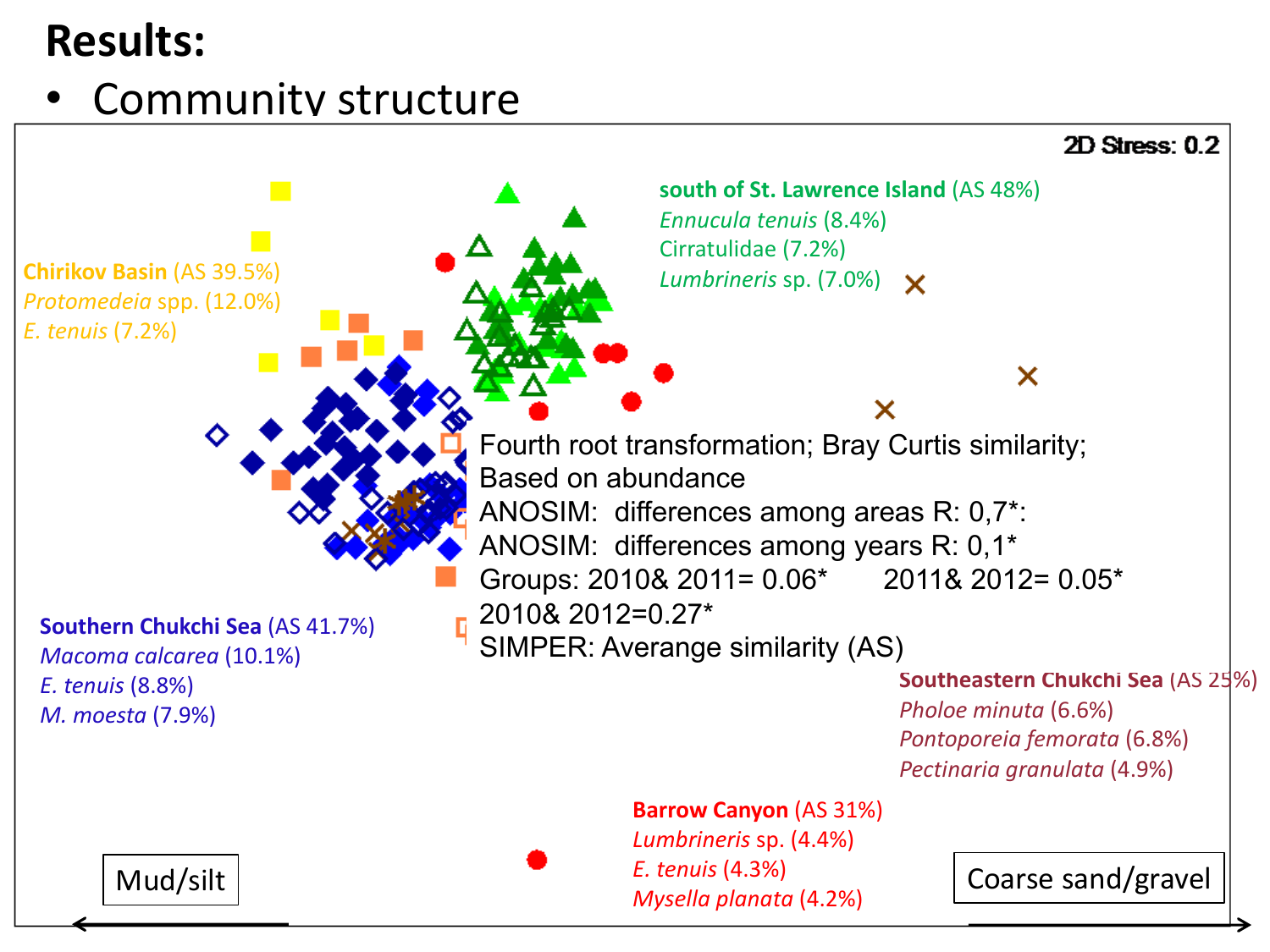# Results:

- Community structure

2D Stress: 0.2

**south of St. Lawrence Island** (AS 48%)
*Ennucula tenuis* (8.4%)
Cirratulidae (7.2%)
*Lumbrineris* sp. (7.0%)

**Chirikov Basin** (AS 39.5%)
*Protomedeia* spp. (12.0%)
*E. tenuis* (7.2%)

Fourth root transformation; Bray Curtis similarity;
Based on abundance
ANOSIM: differences among areas R: 0,7*:
ANOSIM: differences among years R: 0,1*
Groups: 2010& 2011= 0.06* 2011& 2012= 0.05*
2010& 2012=0.27*
SIMPER: Averange similarity (AS)

**Southern Chukchi Sea** (AS 41.7%)
*Macoma calcarea* (10.1%)
*E. tenuis* (8.8%)
*M. moesta* (7.9%)

**Southeastern Chukchi Sea** (AS 25%)
*Pholoe minuta* (6.6%)
*Pontoporeia femorata* (6.8%)
*Pectinaria granulata* (4.9%)

**Barrow Canyon** (AS 31%)
*Lumbrineris* sp. (4.4%)
*E. tenuis* (4.3%)
*Mysella planata* (4.2%)

Mud/silt

Coarse sand/gravel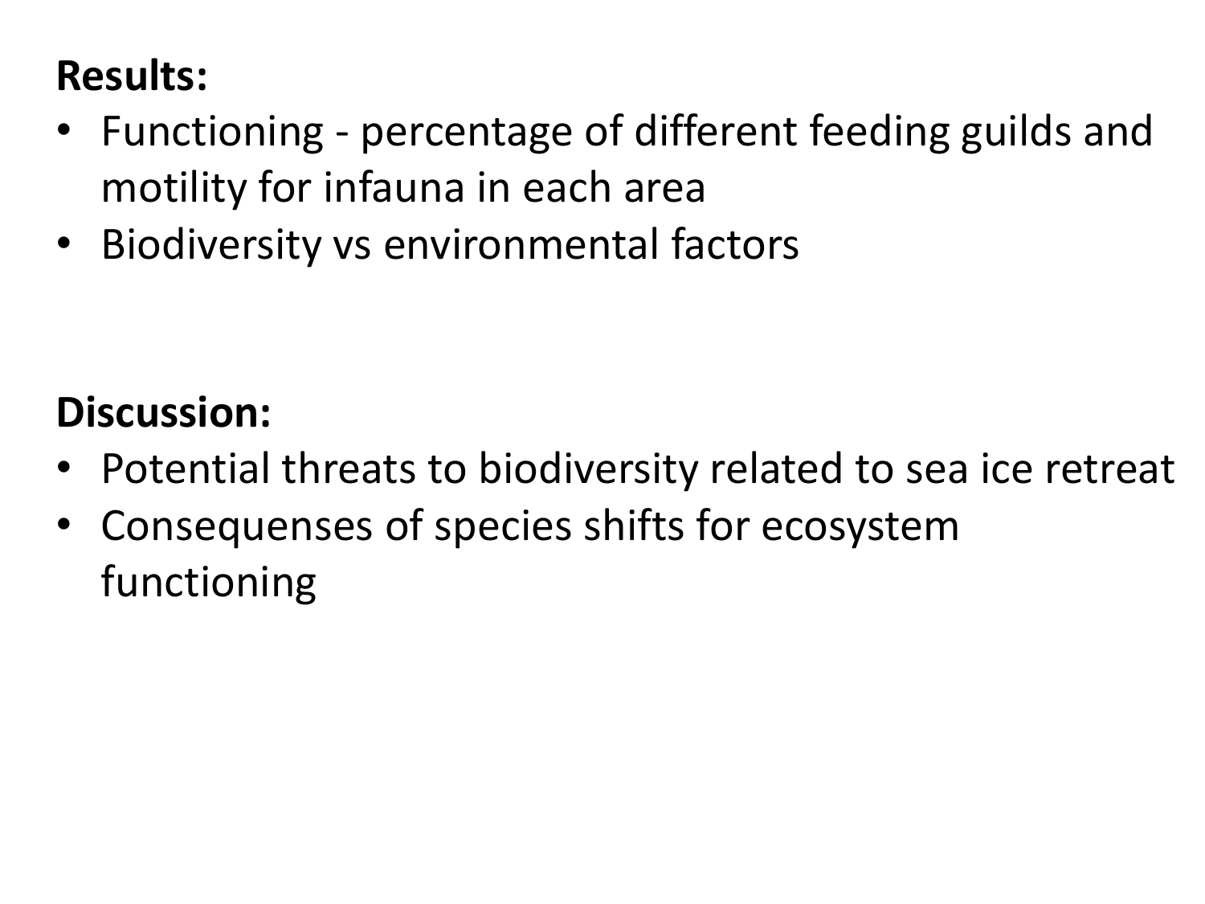**Results:**

- Functioning - percentage of different feeding guilds and motility for infauna in each area
- Biodiversity vs environmental factors

**Discussion:**

- Potential threats to biodiversity related to sea ice retreat
- Consequenses of species shifts for ecosystem functioning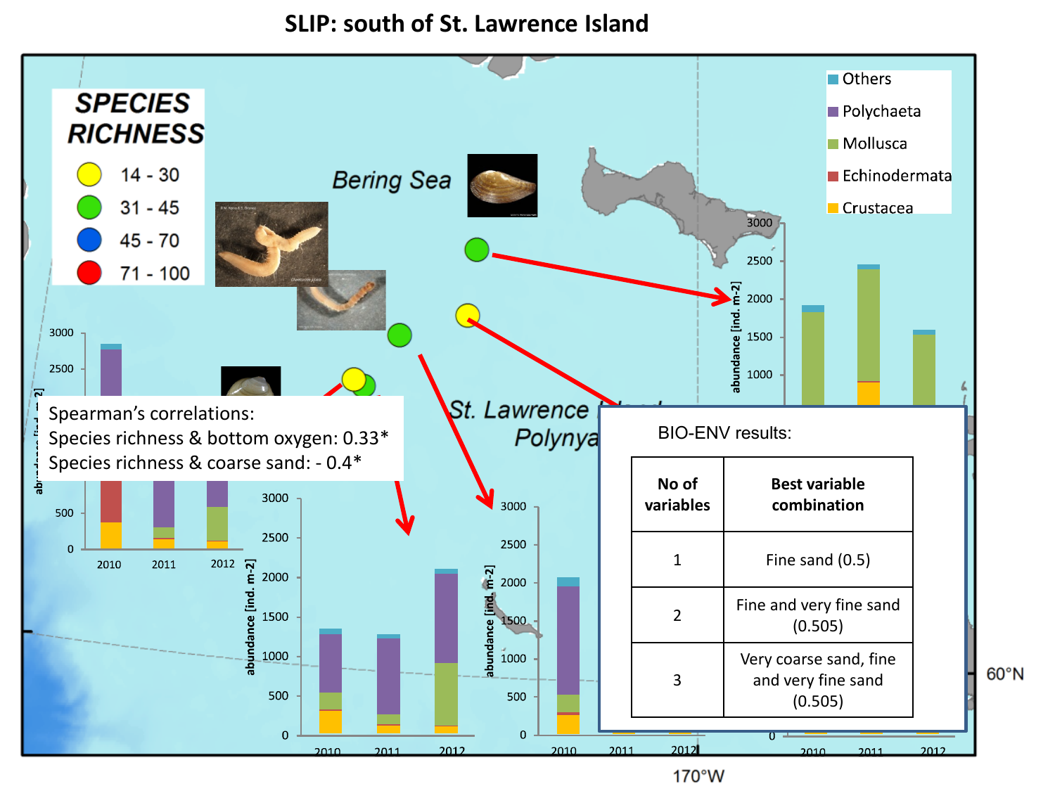# SLIP: south of St. Lawrence Island

**SPECIES RICHNESS**

- 14 - 30
- 31 - 45
- 45 - 70
- 71 - 100

Bering Sea

St. Lawrence Island Polynya

Others
Polychaeta
Mollusca
Echinodermata
Crustacea

abundance [ind. m-2]

0
500
1000
1500
2000
2500
3000

2010
2011
2012

60°N

170°W

Spearman's correlations:
Species richness & bottom oxygen: 0.33*
Species richness & coarse sand: - 0.4*

BIO-ENV results:

| No of variables | Best variable combination |
|---|---|
| 1 | Fine sand (0.5) |
| 2 | Fine and very fine sand (0.505) |
| 3 | Very coarse sand, fine and very fine sand (0.505) |